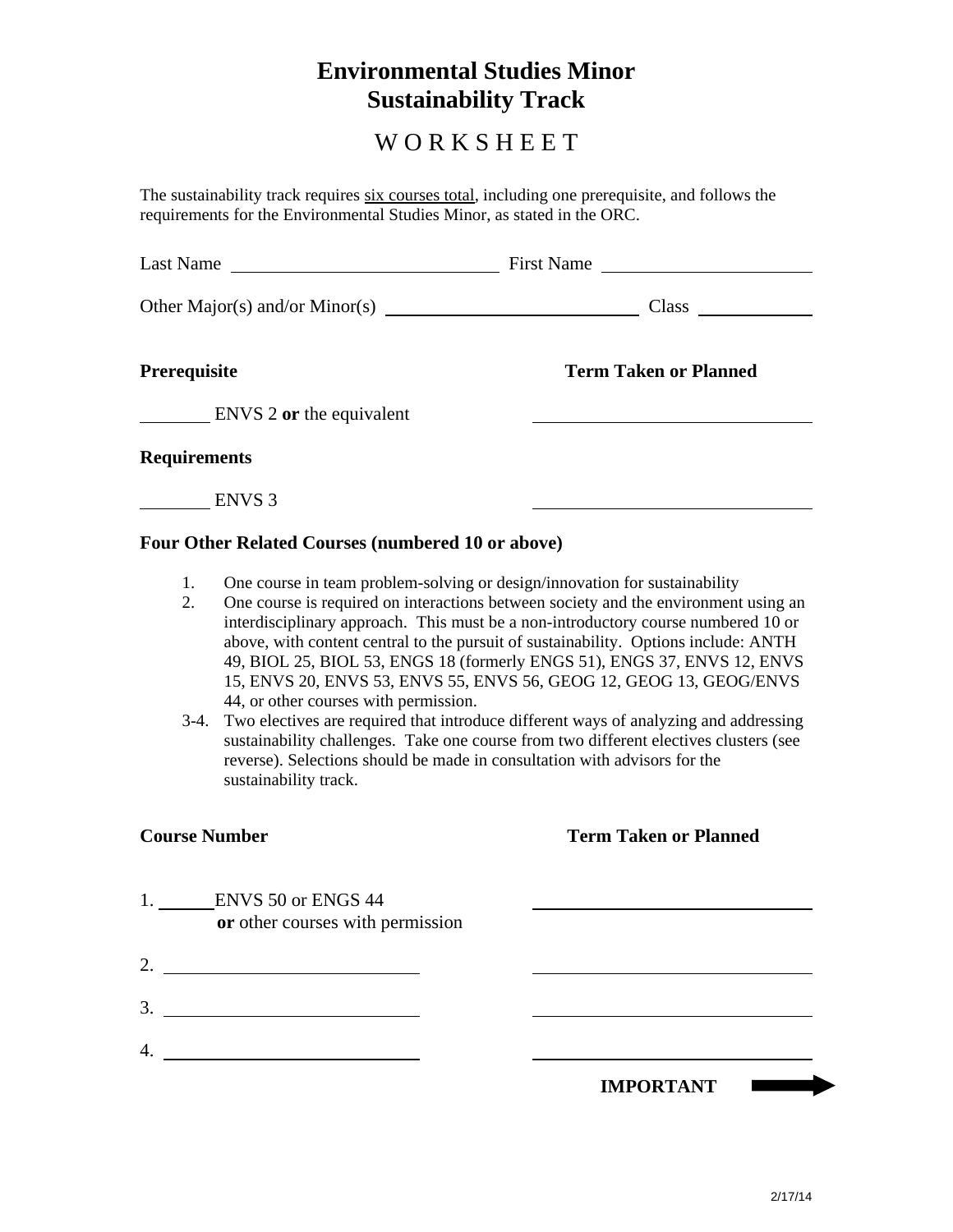# Environmental Studies Minor
# Sustainability Track

## WORKSHEET

The sustainability track requires six courses total, including one prerequisite, and follows the requirements for the Environmental Studies Minor, as stated in the ORC.

Last Name ______________________ First Name ______________________

Other Major(s) and/or Minor(s) ______________________ Class __________

**Prerequisite** **Term Taken or Planned**

________ ENVS 2 **or** the equivalent ______________________

**Requirements**

________ ENVS 3 ______________________

**Four Other Related Courses (numbered 10 or above)**

1. One course in team problem-solving or design/innovation for sustainability
2. One course is required on interactions between society and the environment using an interdisciplinary approach. This must be a non-introductory course numbered 10 or above, with content central to the pursuit of sustainability. Options include: ANTH 49, BIOL 25, BIOL 53, ENGS 18 (formerly ENGS 51), ENGS 37, ENVS 12, ENVS 15, ENVS 20, ENVS 53, ENVS 55, ENVS 56, GEOG 12, GEOG 13, GEOG/ENVS 44, or other courses with permission.

3-4. Two electives are required that introduce different ways of analyzing and addressing sustainability challenges. Take one course from two different electives clusters (see reverse). Selections should be made in consultation with advisors for the sustainability track.

**Course Number** **Term Taken or Planned**

1. ______ENVS 50 or ENGS 44 **or** other courses with permission ______________________

2. ______________________ ______________________

3. ______________________ ______________________

4. ______________________ ______________________

**IMPORTANT** ➡

2/17/14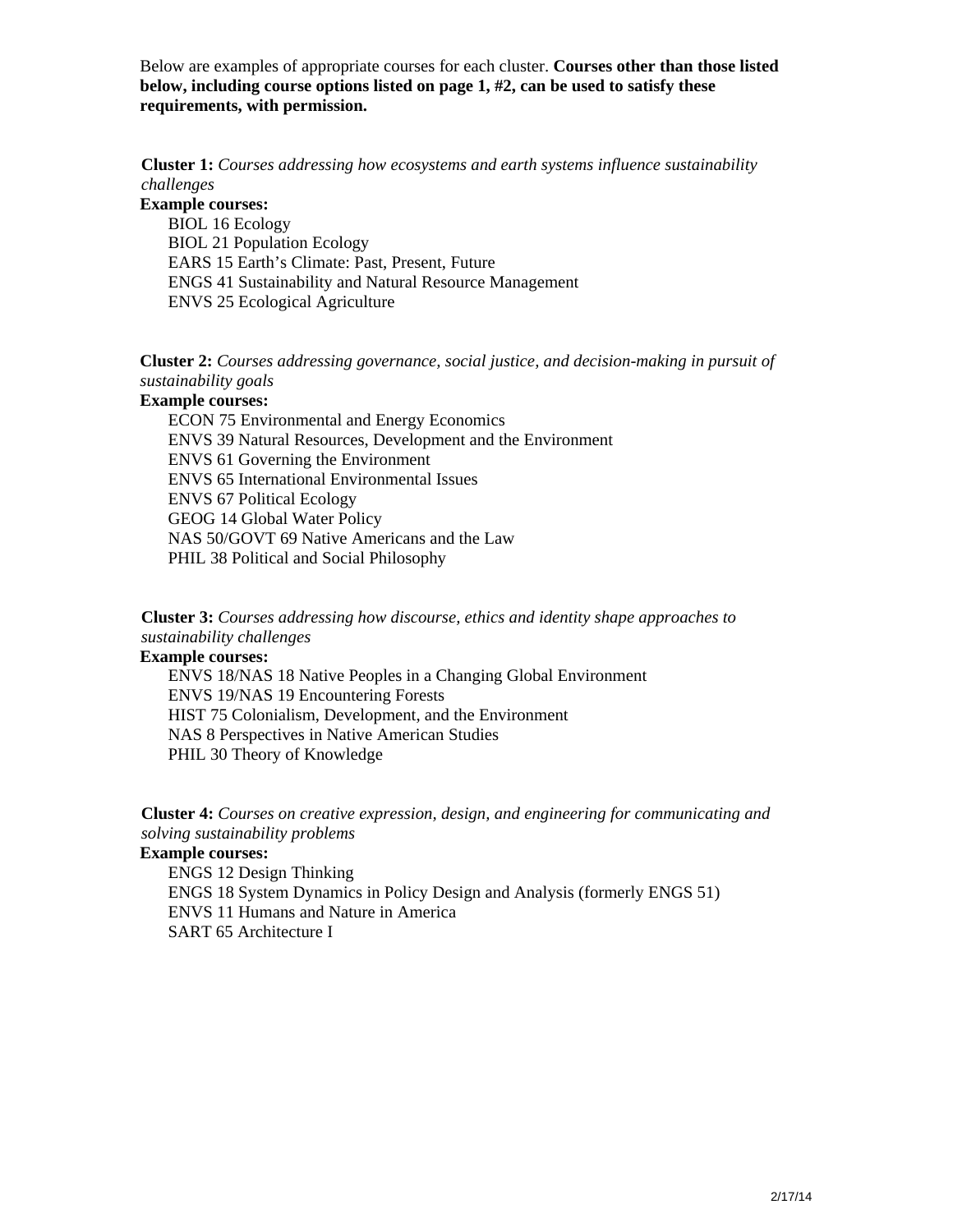Below are examples of appropriate courses for each cluster. **Courses other than those listed below, including course options listed on page 1, #2, can be used to satisfy these requirements, with permission.**

**Cluster 1:** *Courses addressing how ecosystems and earth systems influence sustainability challenges*

**Example courses:**

- BIOL 16 Ecology
- BIOL 21 Population Ecology
- EARS 15 Earth's Climate: Past, Present, Future
- ENGS 41 Sustainability and Natural Resource Management
- ENVS 25 Ecological Agriculture

**Cluster 2:** *Courses addressing governance, social justice, and decision-making in pursuit of sustainability goals*

**Example courses:**

- ECON 75 Environmental and Energy Economics
- ENVS 39 Natural Resources, Development and the Environment
- ENVS 61 Governing the Environment
- ENVS 65 International Environmental Issues
- ENVS 67 Political Ecology
- GEOG 14 Global Water Policy
- NAS 50/GOVT 69 Native Americans and the Law
- PHIL 38 Political and Social Philosophy

**Cluster 3:** *Courses addressing how discourse, ethics and identity shape approaches to sustainability challenges*

**Example courses:**

- ENVS 18/NAS 18 Native Peoples in a Changing Global Environment
- ENVS 19/NAS 19 Encountering Forests
- HIST 75 Colonialism, Development, and the Environment
- NAS 8 Perspectives in Native American Studies
- PHIL 30 Theory of Knowledge

**Cluster 4:** *Courses on creative expression, design, and engineering for communicating and solving sustainability problems*

**Example courses:**

- ENGS 12 Design Thinking
- ENGS 18 System Dynamics in Policy Design and Analysis (formerly ENGS 51)
- ENVS 11 Humans and Nature in America
- SART 65 Architecture I

2/17/14